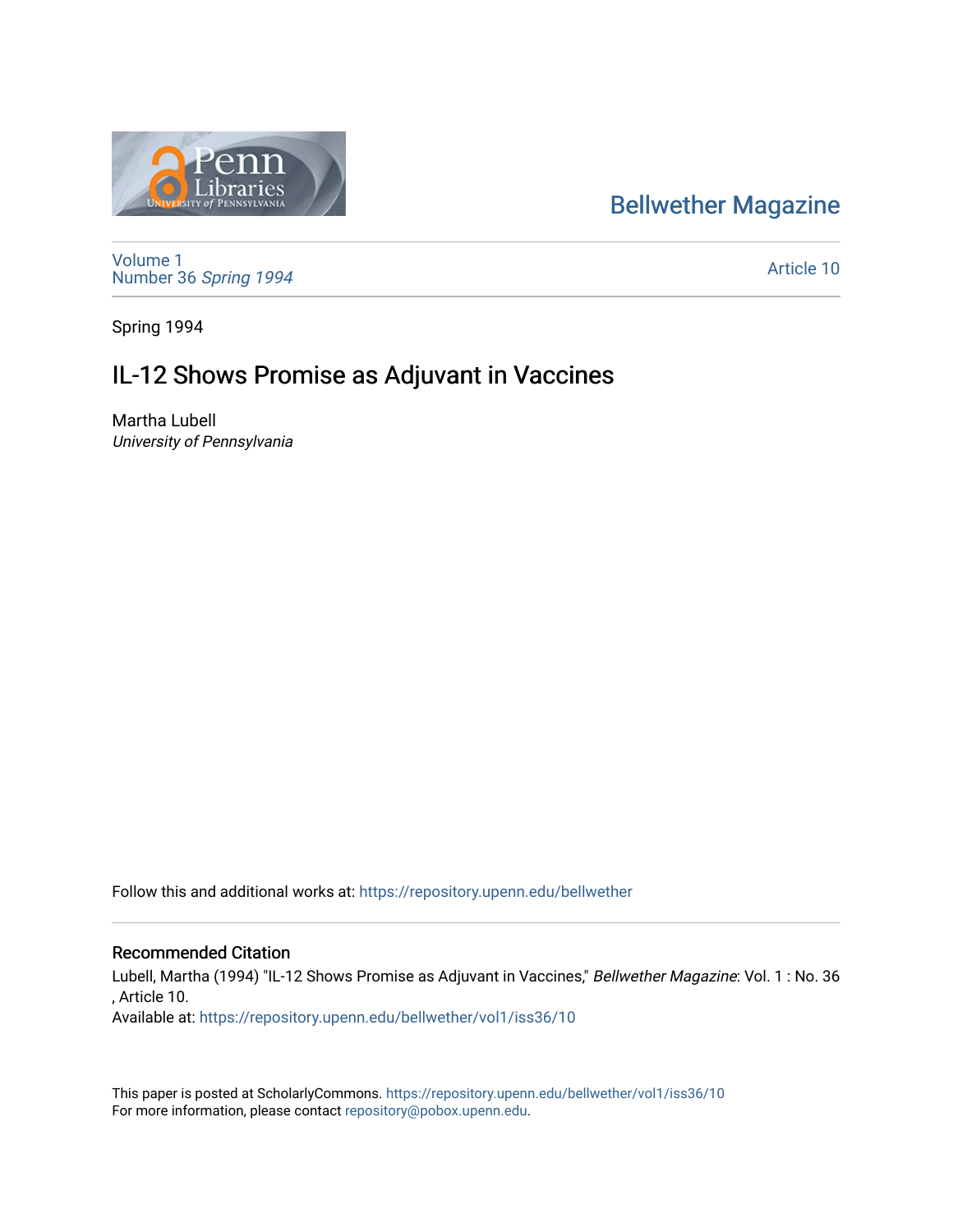Bellwether Magazine

Volume 1
Number 36 *Spring 1994*

Article 10

Spring 1994

# IL-12 Shows Promise as Adjuvant in Vaccines

Martha Lubell
*University of Pennsylvania*

Follow this and additional works at: https://repository.upenn.edu/bellwether

## Recommended Citation

Lubell, Martha (1994) "IL-12 Shows Promise as Adjuvant in Vaccines," *Bellwether Magazine*: Vol. 1 : No. 36 , Article 10.
Available at: https://repository.upenn.edu/bellwether/vol1/iss36/10

This paper is posted at ScholarlyCommons. https://repository.upenn.edu/bellwether/vol1/iss36/10
For more information, please contact repository@pobox.upenn.edu.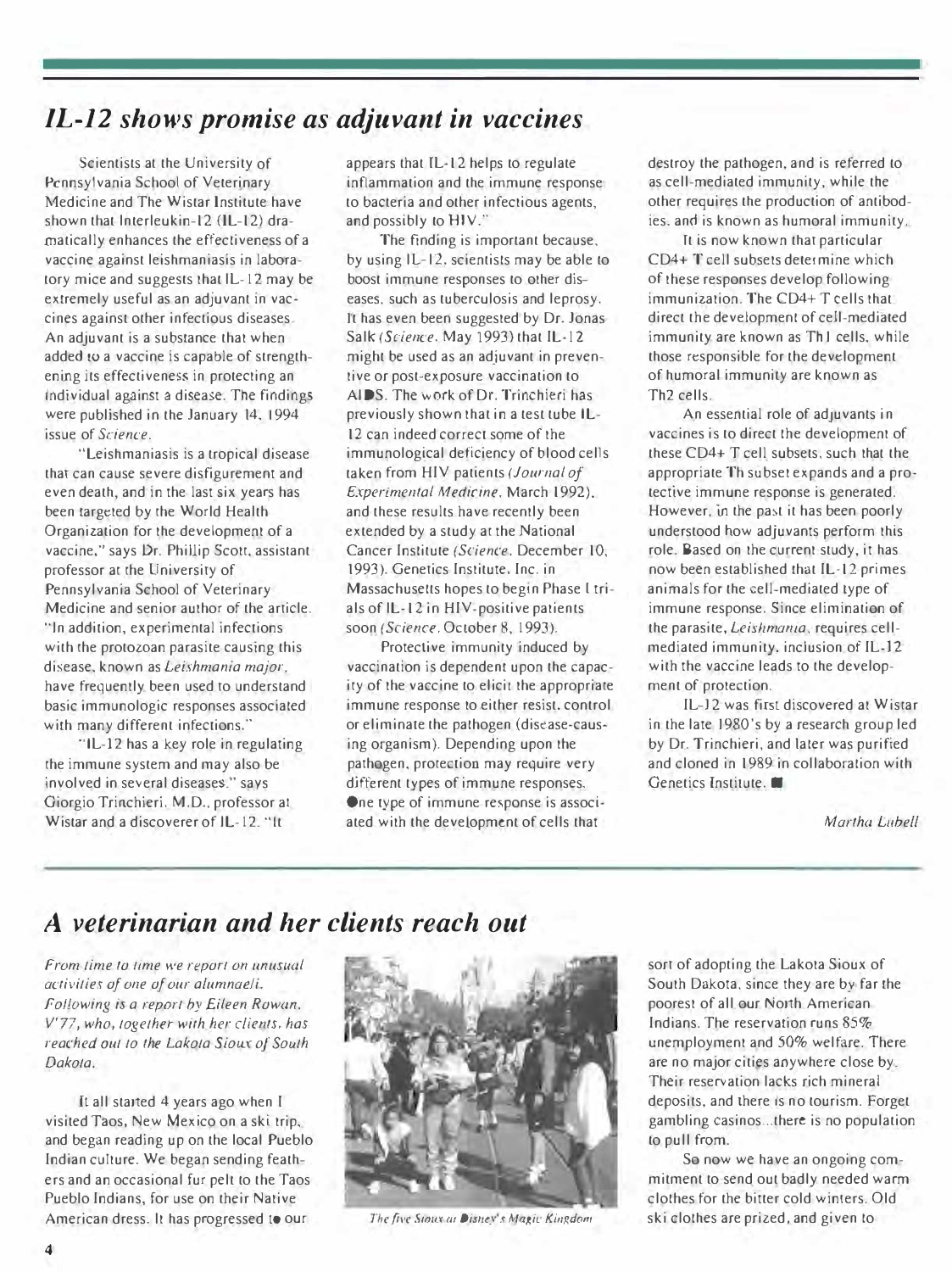## IL-12 shows promise as adjuvant in vaccines

Scientists at the University of Pennsylvania School of Veterinary Medicine and The Wistar Institute have shown that Interleukin-12 (IL-12) dramatically enhances the effectiveness of a vaccine against leishmaniasis in laboratory mice and suggests that IL-12 may be extremely useful as an adjuvant in vaccines against other infectious diseases. An adjuvant is a substance that when added to a vaccine is capable of strengthening its effectiveness in protecting an individual against a disease. The findings were published in the January 14, 1994 issue of *Science*.

"Leishmaniasis is a tropical disease that can cause severe disfigurement and even death, and in the last six years has been targeted by the World Health Organization for the development of a vaccine," says Dr. Phillip Scott, assistant professor at the University of Pennsylvania School of Veterinary Medicine and senior author of the article. "In addition, experimental infections with the protozoan parasite causing this disease, known as *Leishmania major*, have frequently been used to understand basic immunologic responses associated with many different infections."

"IL-12 has a key role in regulating the immune system and may also be involved in several diseases," says Giorgio Trinchieri, M.D., professor at Wistar and a discoverer of IL-12. "It appears that IL-12 helps to regulate inflammation and the immune response to bacteria and other infectious agents, and possibly to HIV."

The finding is important because, by using IL-12, scientists may be able to boost immune responses to other diseases, such as tuberculosis and leprosy. It has even been suggested by Dr. Jonas Salk (*Science*, May 1993) that IL-12 might be used as an adjuvant in preventive or post-exposure vaccination to AIDS. The work of Dr. Trinchieri has previously shown that in a test tube IL-12 can indeed correct some of the immunological deficiency of blood cells taken from HIV patients (*Journal of Experimental Medicine*, March 1992), and these results have recently been extended by a study at the National Cancer Institute (*Science*, December 10, 1993). Genetics Institute, Inc. in Massachusetts hopes to begin Phase I trials of IL-12 in HIV-positive patients soon (*Science*, October 8, 1993).

Protective immunity induced by vaccination is dependent upon the capacity of the vaccine to elicit the appropriate immune response to either resist, control or eliminate the pathogen (disease-causing organism). Depending upon the pathogen, protection may require very different types of immune responses. One type of immune response is associated with the development of cells that destroy the pathogen, and is referred to as cell-mediated immunity, while the other requires the production of antibodies, and is known as humoral immunity.

It is now known that particular CD4+ T cell subsets determine which of these responses develop following immunization. The CD4+ T cells that direct the development of cell-mediated immunity are known as Th1 cells, while those responsible for the development of humoral immunity are known as Th2 cells.

An essential role of adjuvants in vaccines is to direct the development of these CD4+ T cell subsets, such that the appropriate Th subset expands and a protective immune response is generated. However, in the past it has been poorly understood how adjuvants perform this role. Based on the current study, it has now been established that IL-12 primes animals for the cell-mediated type of immune response. Since elimination of the parasite, *Leishmania*, requires cell-mediated immunity, inclusion of IL-12 with the vaccine leads to the development of protection.

IL-12 was first discovered at Wistar in the late 1980's by a research group led by Dr. Trinchieri, and later was purified and cloned in 1989 in collaboration with Genetics Institute. ■

*Martha Lubell*

## A veterinarian and her clients reach out

*From time to time we report on unusual activities of one of our alumnae/i. Following is a report by Eileen Rowan, V'77, who, together with her clients, has reached out to the Lakota Sioux of South Dakota.*

It all started 4 years ago when I visited Taos, New Mexico on a ski trip, and began reading up on the local Pueblo Indian culture. We began sending feathers and an occasional fur pelt to the Taos Pueblo Indians, for use on their Native American dress. It has progressed to our sort of adopting the Lakota Sioux of South Dakota, since they are by far the poorest of all our North American Indians. The reservation runs 85% unemployment and 50% welfare. There are no major cities anywhere close by. Their reservation lacks rich mineral deposits, and there is no tourism. Forget gambling casinos...there is no population to pull from.

*The five Sioux at Disney's Magic Kingdom*

So now we have an ongoing commitment to send out badly needed warm clothes for the bitter cold winters. Old ski clothes are prized, and given to